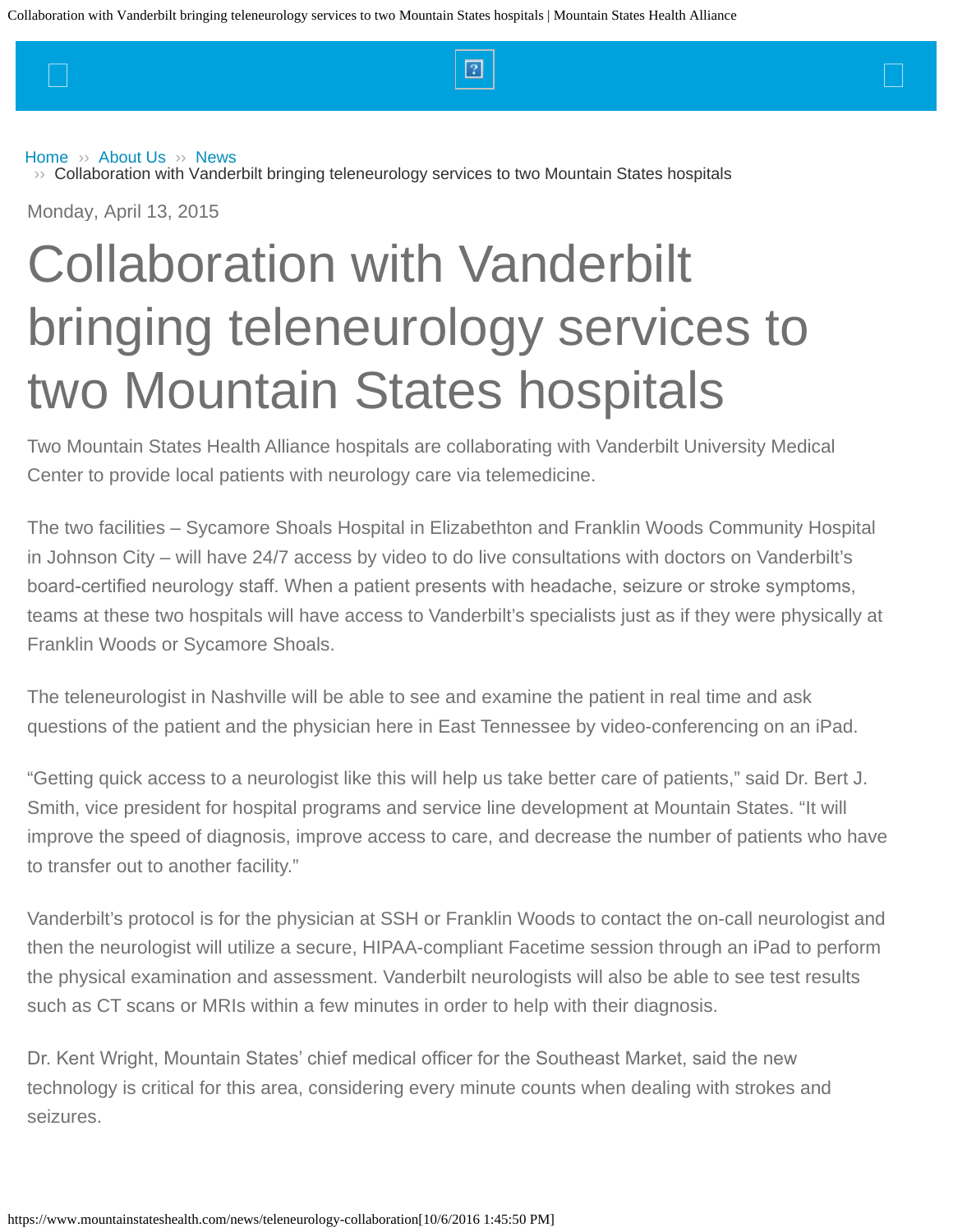Home ›› About Us ›› News
›› Collaboration with Vanderbilt bringing teleneurology services to two Mountain States hospitals

Monday, April 13, 2015

# Collaboration with Vanderbilt bringing teleneurology services to two Mountain States hospitals

Two Mountain States Health Alliance hospitals are collaborating with Vanderbilt University Medical Center to provide local patients with neurology care via telemedicine.

The two facilities – Sycamore Shoals Hospital in Elizabethton and Franklin Woods Community Hospital in Johnson City – will have 24/7 access by video to do live consultations with doctors on Vanderbilt's board-certified neurology staff. When a patient presents with headache, seizure or stroke symptoms, teams at these two hospitals will have access to Vanderbilt's specialists just as if they were physically at Franklin Woods or Sycamore Shoals.

The teleneurologist in Nashville will be able to see and examine the patient in real time and ask questions of the patient and the physician here in East Tennessee by video-conferencing on an iPad.

"Getting quick access to a neurologist like this will help us take better care of patients," said Dr. Bert J. Smith, vice president for hospital programs and service line development at Mountain States. "It will improve the speed of diagnosis, improve access to care, and decrease the number of patients who have to transfer out to another facility."

Vanderbilt's protocol is for the physician at SSH or Franklin Woods to contact the on-call neurologist and then the neurologist will utilize a secure, HIPAA-compliant Facetime session through an iPad to perform the physical examination and assessment. Vanderbilt neurologists will also be able to see test results such as CT scans or MRIs within a few minutes in order to help with their diagnosis.

Dr. Kent Wright, Mountain States' chief medical officer for the Southeast Market, said the new technology is critical for this area, considering every minute counts when dealing with strokes and seizures.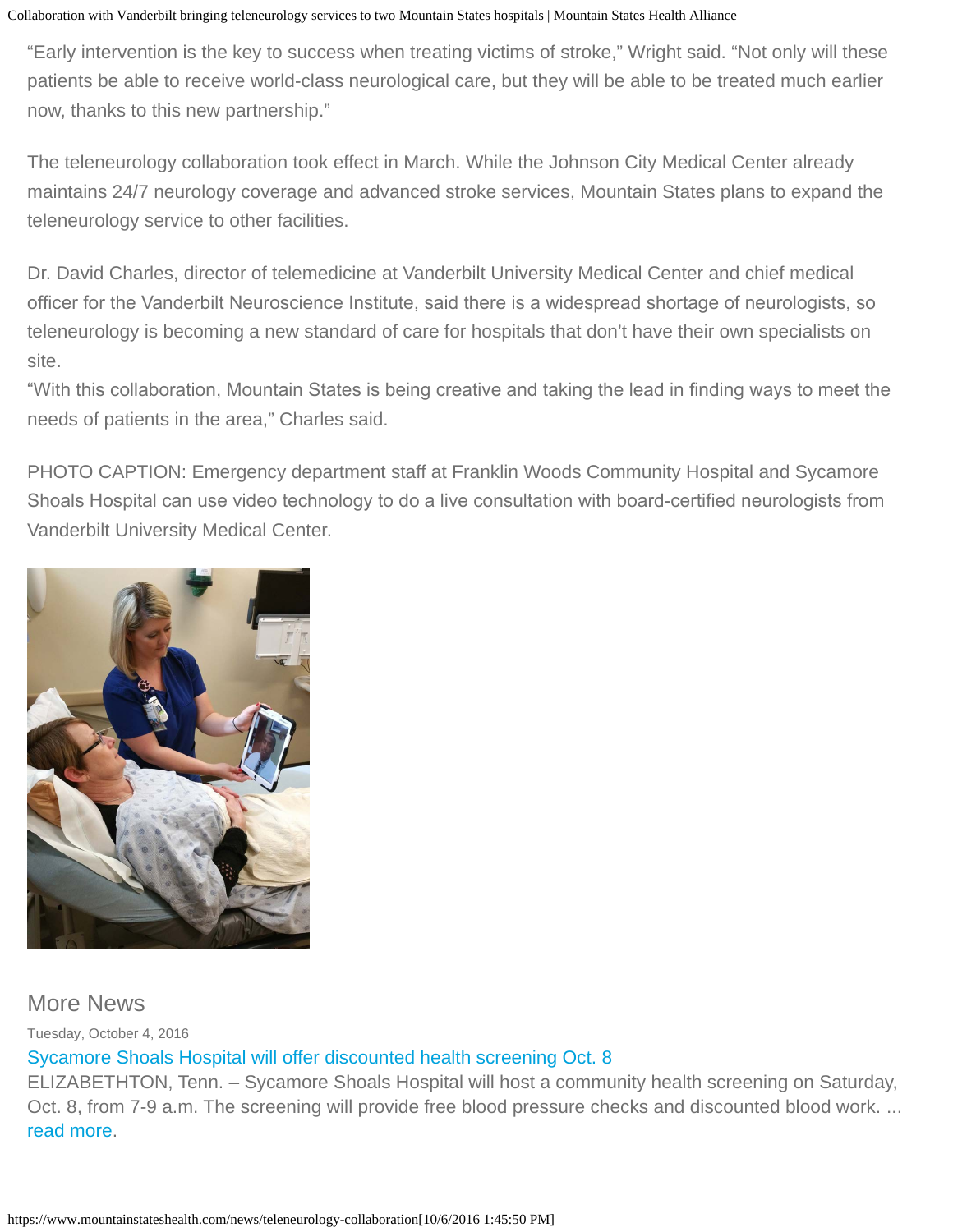“Early intervention is the key to success when treating victims of stroke,” Wright said. “Not only will these patients be able to receive world-class neurological care, but they will be able to be treated much earlier now, thanks to this new partnership.”

The teleneurology collaboration took effect in March. While the Johnson City Medical Center already maintains 24/7 neurology coverage and advanced stroke services, Mountain States plans to expand the teleneurology service to other facilities.

Dr. David Charles, director of telemedicine at Vanderbilt University Medical Center and chief medical officer for the Vanderbilt Neuroscience Institute, said there is a widespread shortage of neurologists, so teleneurology is becoming a new standard of care for hospitals that don’t have their own specialists on site.

“With this collaboration, Mountain States is being creative and taking the lead in finding ways to meet the needs of patients in the area,” Charles said.

PHOTO CAPTION: Emergency department staff at Franklin Woods Community Hospital and Sycamore Shoals Hospital can use video technology to do a live consultation with board-certified neurologists from Vanderbilt University Medical Center.

## More News

Tuesday, October 4, 2016

[Sycamore Shoals Hospital will offer discounted health screening Oct. 8]

ELIZABETHTON, Tenn. – Sycamore Shoals Hospital will host a community health screening on Saturday, Oct. 8, from 7-9 a.m. The screening will provide free blood pressure checks and discounted blood work. ... [read more.]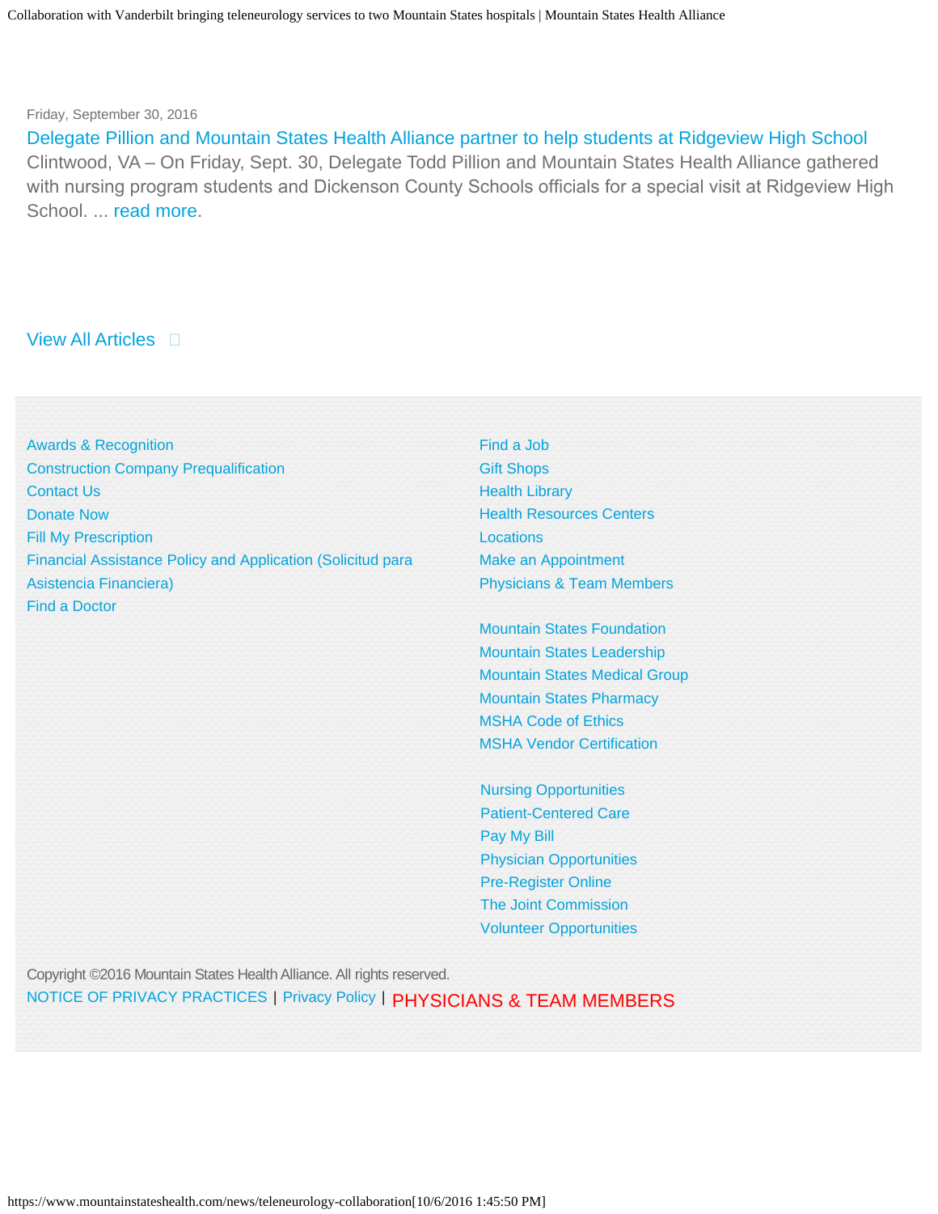Friday, September 30, 2016

Delegate Pillion and Mountain States Health Alliance partner to help students at Ridgeview High School

Clintwood, VA – On Friday, Sept. 30, Delegate Todd Pillion and Mountain States Health Alliance gathered with nursing program students and Dickenson County Schools officials for a special visit at Ridgeview High School. ... read more.

View All Articles

Awards & Recognition
Construction Company Prequalification
Contact Us
Donate Now
Fill My Prescription
Financial Assistance Policy and Application (Solicitud para Asistencia Financiera)
Find a Doctor

Find a Job
Gift Shops
Health Library
Health Resources Centers
Locations
Make an Appointment
Physicians & Team Members

Mountain States Foundation
Mountain States Leadership
Mountain States Medical Group
Mountain States Pharmacy
MSHA Code of Ethics
MSHA Vendor Certification

Nursing Opportunities
Patient-Centered Care
Pay My Bill
Physician Opportunities
Pre-Register Online
The Joint Commission
Volunteer Opportunities

Copyright ©2016 Mountain States Health Alliance. All rights reserved.

NOTICE OF PRIVACY PRACTICES | Privacy Policy | PHYSICIANS & TEAM MEMBERS